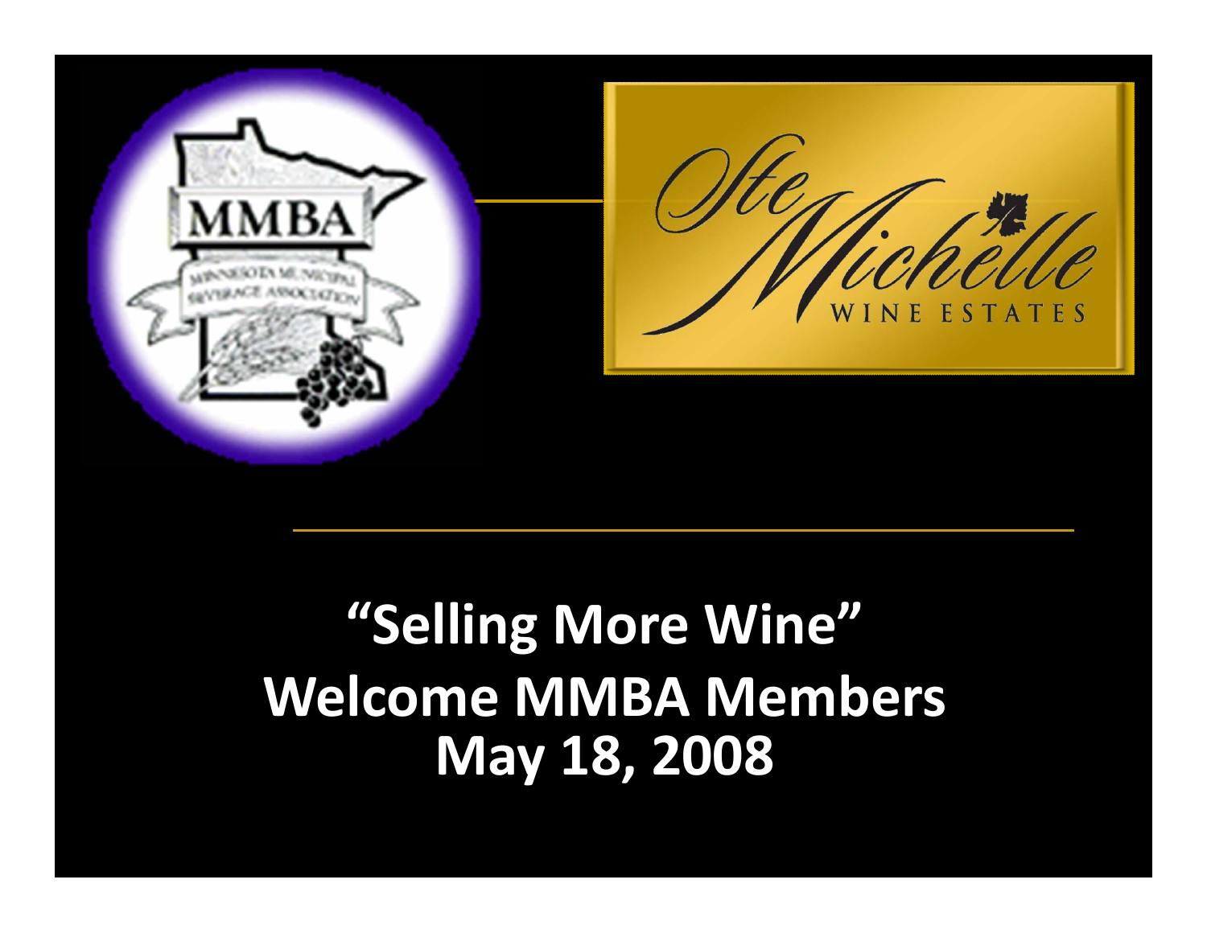# "Selling More Wine"

## Welcome MMBA Members

## May 18, 2008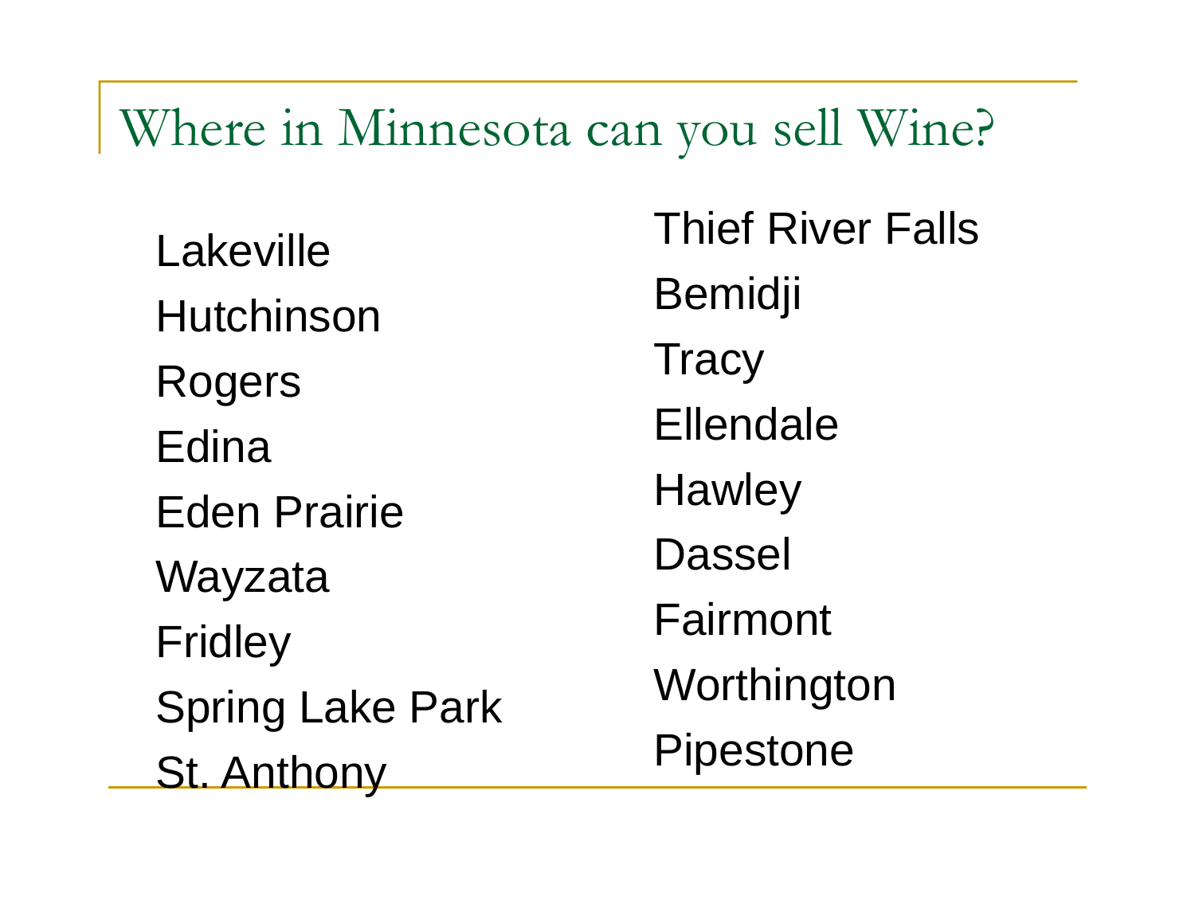# Where in Minnesota can you sell Wine?

- Lakeville
- Hutchinson
- Rogers
- Edina
- Eden Prairie
- Wayzata
- Fridley
- Spring Lake Park
- St. Anthony
- Thief River Falls
- Bemidji
- Tracy
- Ellendale
- Hawley
- Dassel
- Fairmont
- Worthington
- Pipestone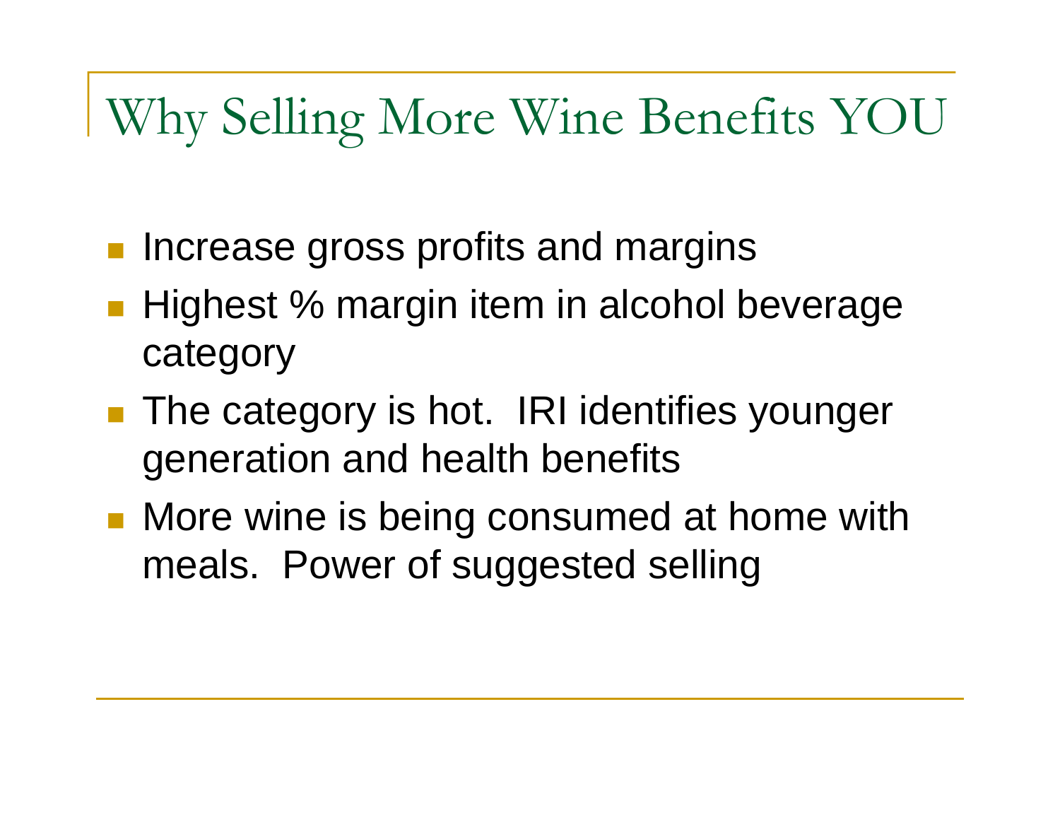# Why Selling More Wine Benefits YOU

- Increase gross profits and margins
- Highest % margin item in alcohol beverage category
- The category is hot. IRI identifies younger generation and health benefits
- More wine is being consumed at home with meals. Power of suggested selling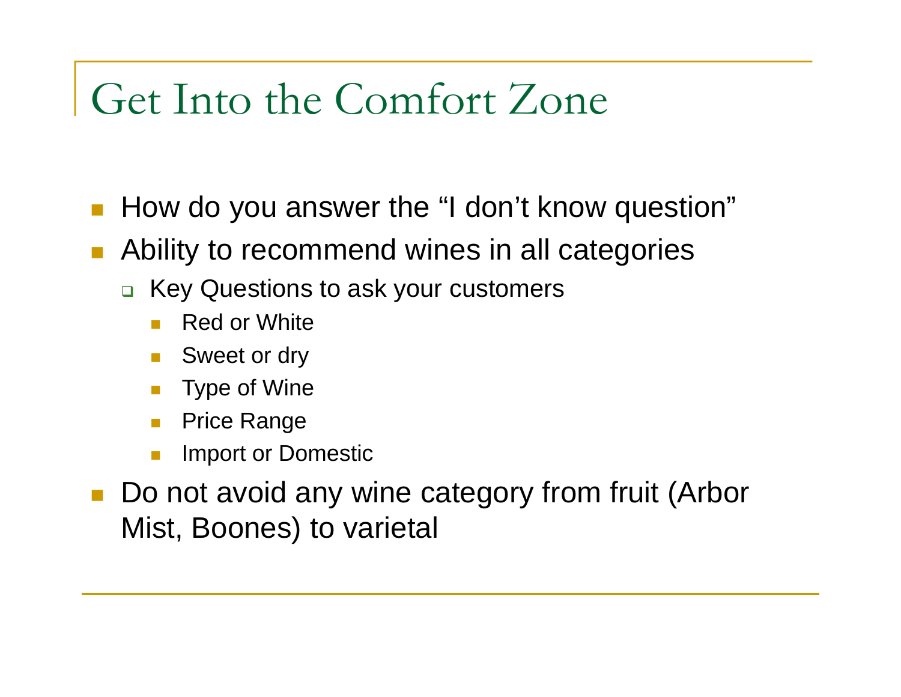# Get Into the Comfort Zone

- How do you answer the “I don’t know question”
- Ability to recommend wines in all categories
  - Key Questions to ask your customers
    - Red or White
    - Sweet or dry
    - Type of Wine
    - Price Range
    - Import or Domestic
- Do not avoid any wine category from fruit (Arbor Mist, Boones) to varietal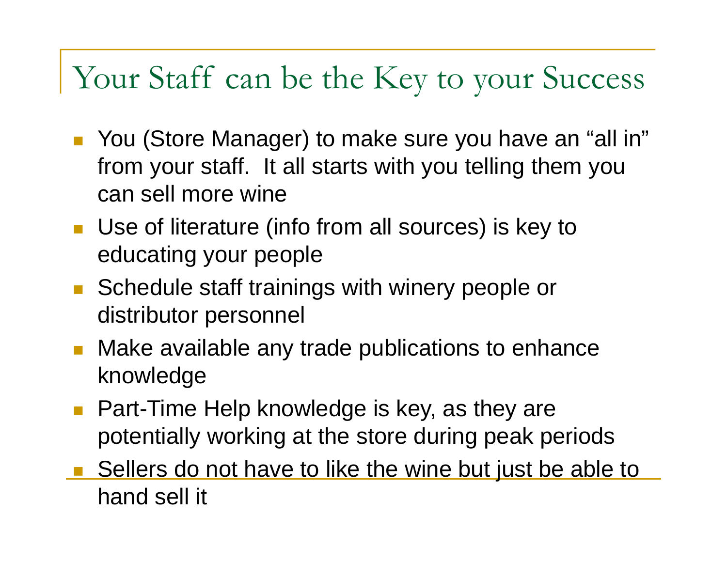# Your Staff can be the Key to your Success

- You (Store Manager) to make sure you have an "all in" from your staff. It all starts with you telling them you can sell more wine
- Use of literature (info from all sources) is key to educating your people
- Schedule staff trainings with winery people or distributor personnel
- Make available any trade publications to enhance knowledge
- Part-Time Help knowledge is key, as they are potentially working at the store during peak periods
- Sellers do not have to like the wine but just be able to hand sell it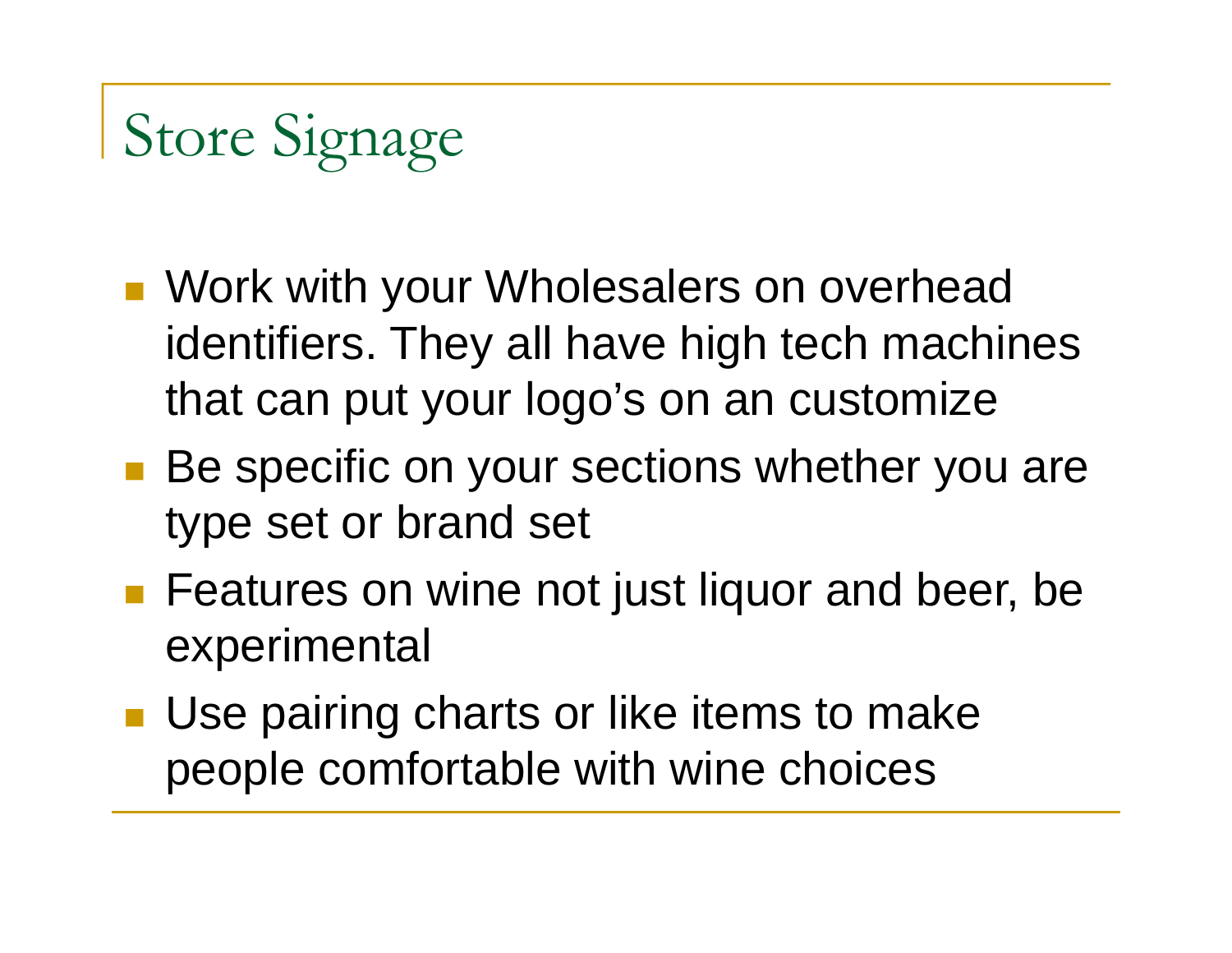# Store Signage

- Work with your Wholesalers on overhead identifiers. They all have high tech machines that can put your logo's on an customize
- Be specific on your sections whether you are type set or brand set
- Features on wine not just liquor and beer, be experimental
- Use pairing charts or like items to make people comfortable with wine choices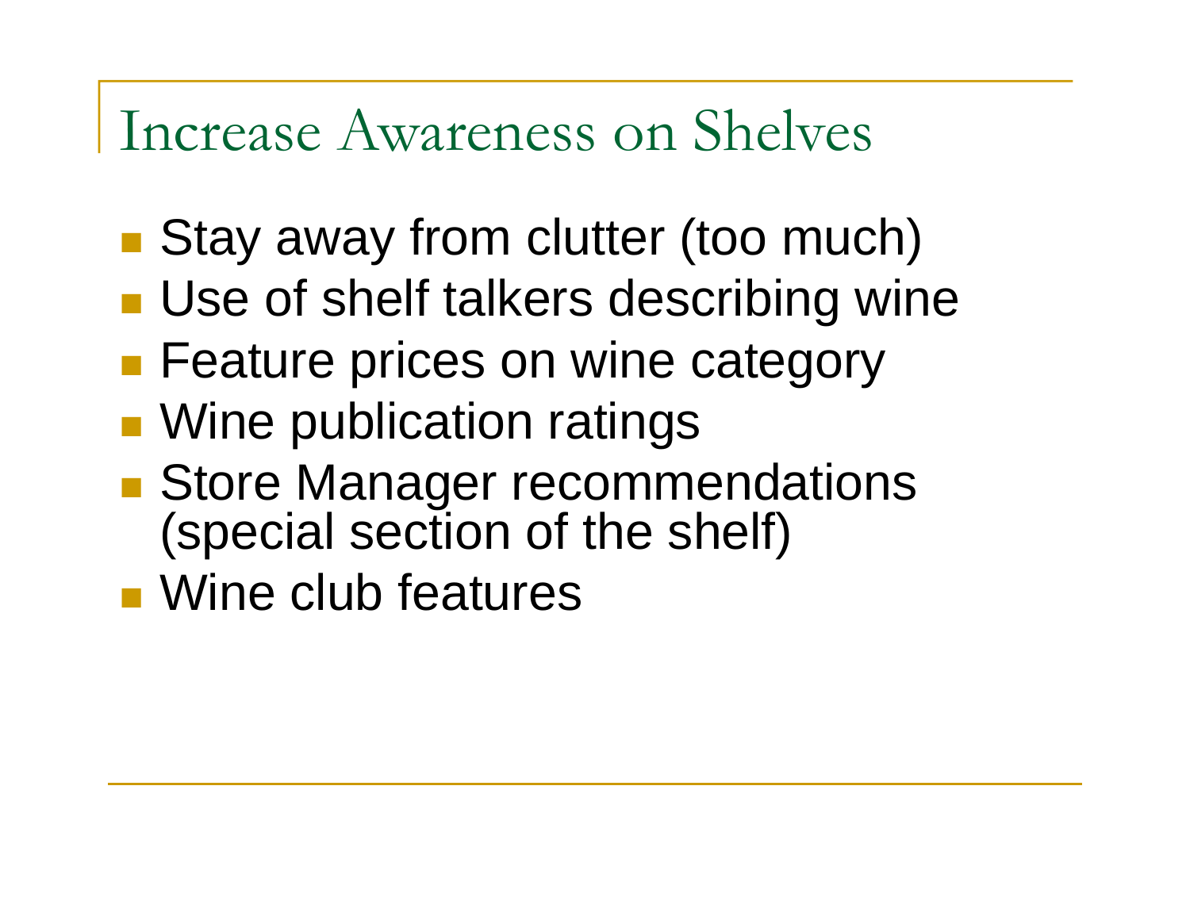# Increase Awareness on Shelves

- Stay away from clutter (too much)
- Use of shelf talkers describing wine
- Feature prices on wine category
- Wine publication ratings
- Store Manager recommendations (special section of the shelf)
- Wine club features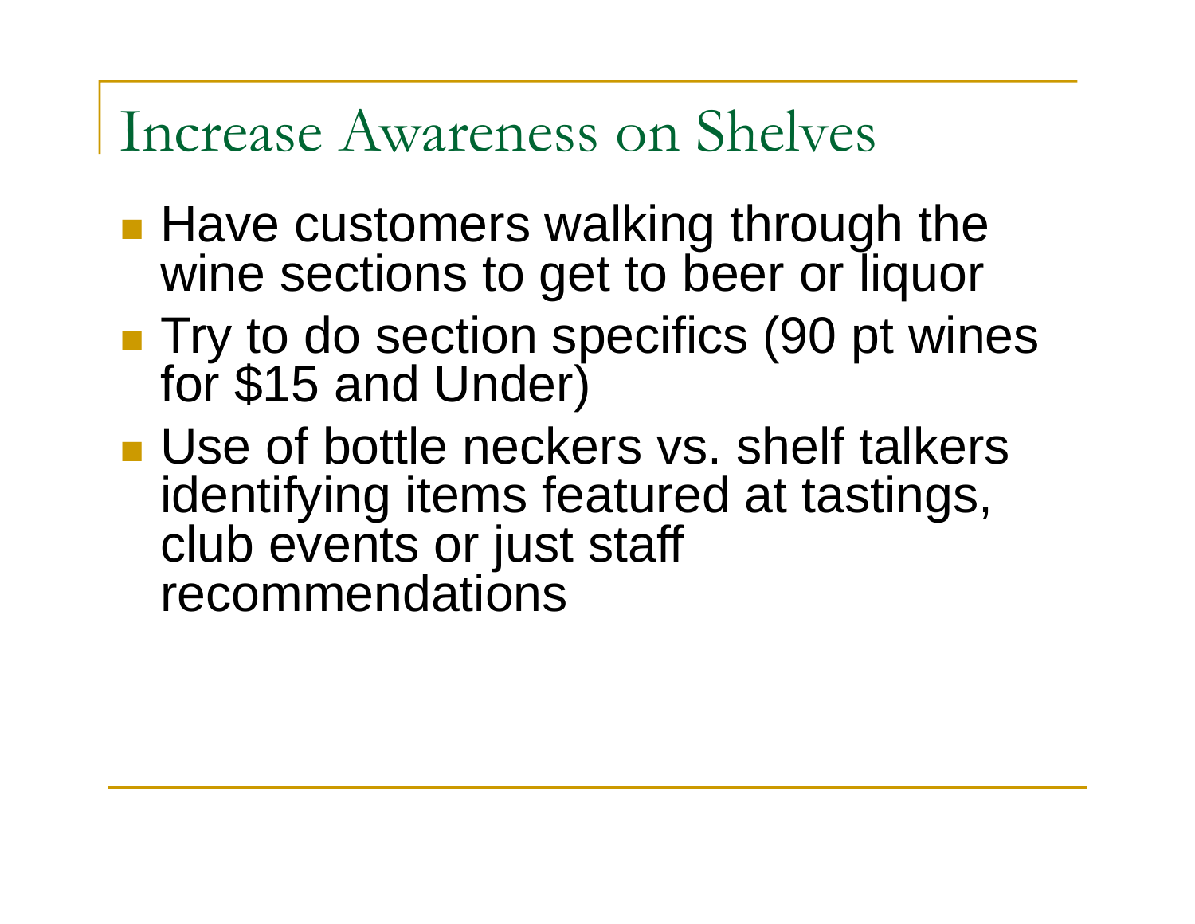# Increase Awareness on Shelves

- Have customers walking through the wine sections to get to beer or liquor
- Try to do section specifics (90 pt wines for $15 and Under)
- Use of bottle neckers vs. shelf talkers identifying items featured at tastings, club events or just staff recommendations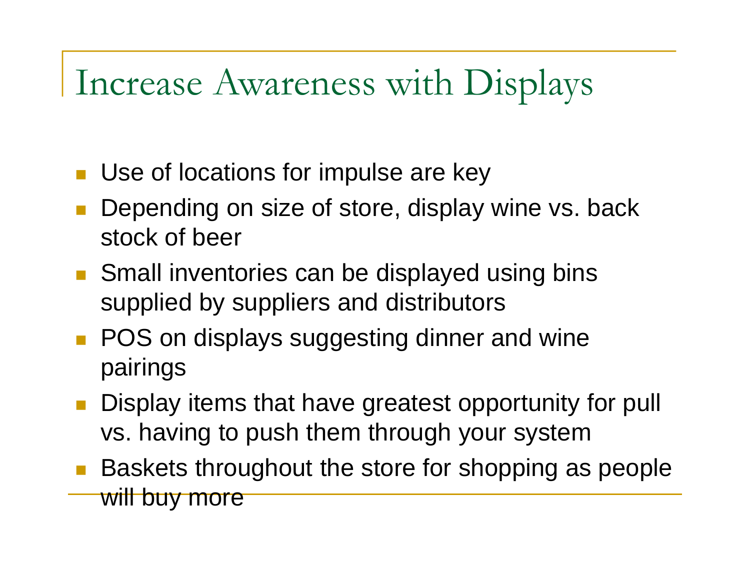# Increase Awareness with Displays

- Use of locations for impulse are key
- Depending on size of store, display wine vs. back stock of beer
- Small inventories can be displayed using bins supplied by suppliers and distributors
- POS on displays suggesting dinner and wine pairings
- Display items that have greatest opportunity for pull vs. having to push them through your system
- Baskets throughout the store for shopping as people will buy more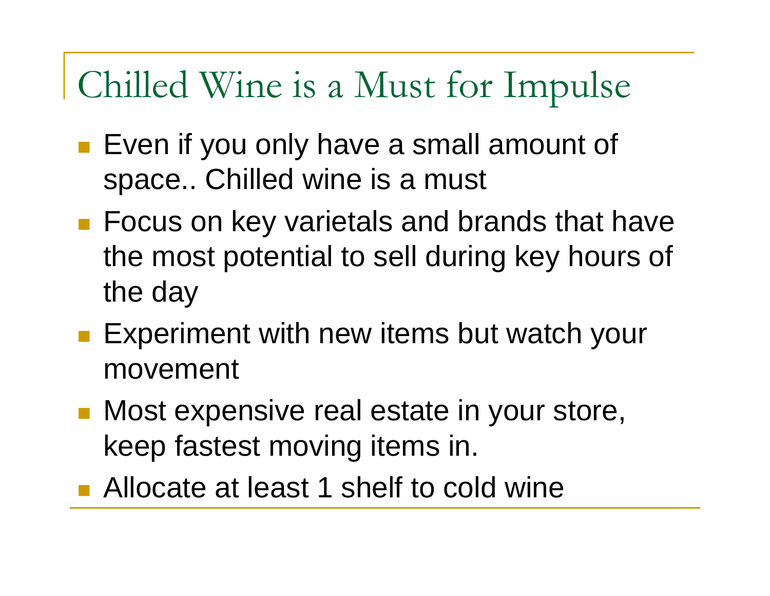# Chilled Wine is a Must for Impulse

- Even if you only have a small amount of space.. Chilled wine is a must
- Focus on key varietals and brands that have the most potential to sell during key hours of the day
- Experiment with new items but watch your movement
- Most expensive real estate in your store, keep fastest moving items in.
- Allocate at least 1 shelf to cold wine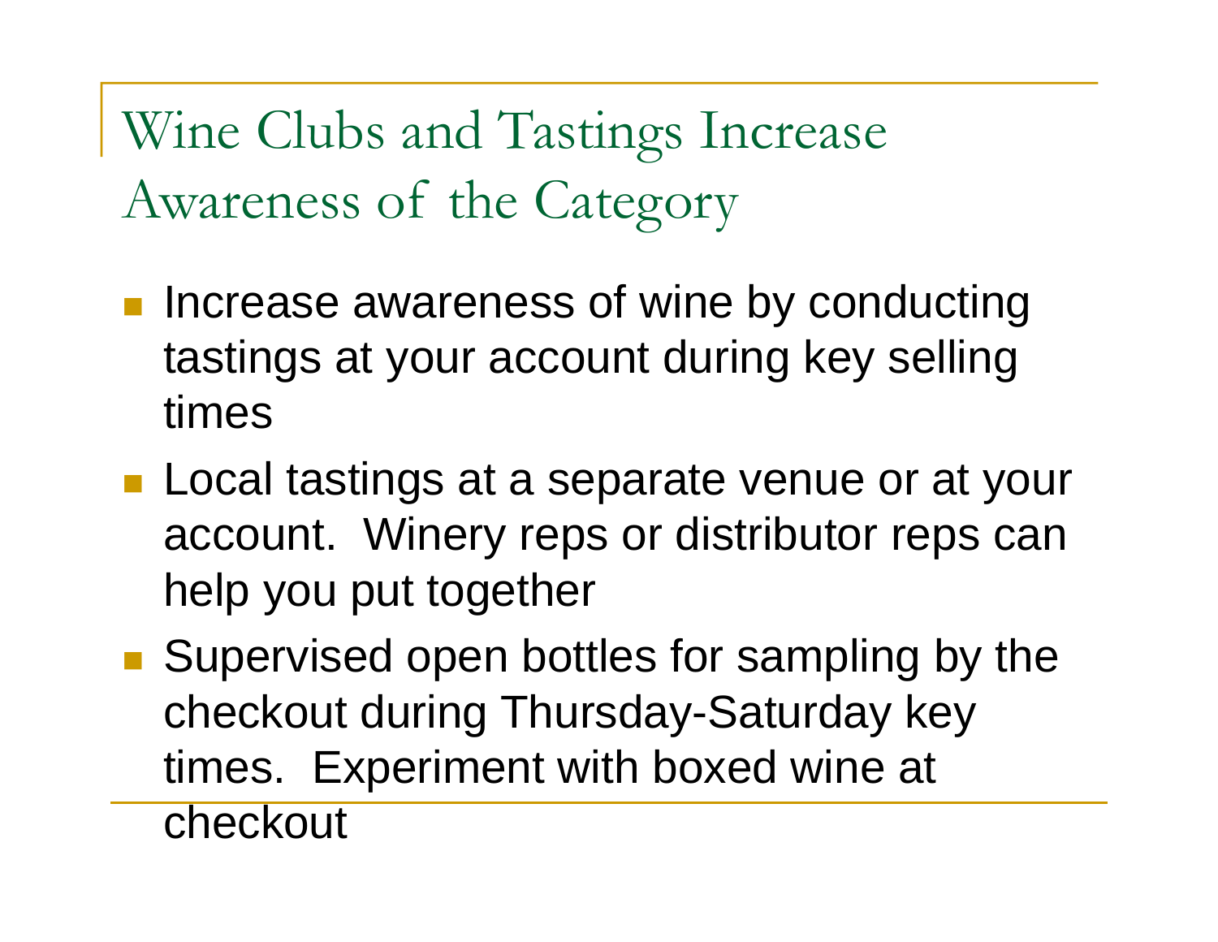# Wine Clubs and Tastings Increase Awareness of the Category

- Increase awareness of wine by conducting tastings at your account during key selling times
- Local tastings at a separate venue or at your account. Winery reps or distributor reps can help you put together
- Supervised open bottles for sampling by the checkout during Thursday-Saturday key times. Experiment with boxed wine at checkout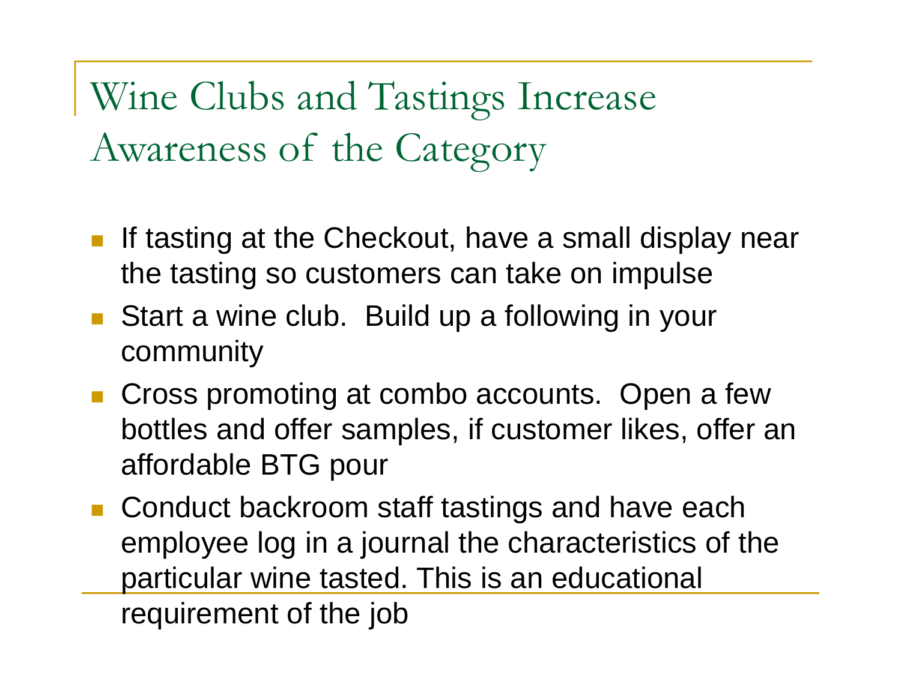# Wine Clubs and Tastings Increase Awareness of the Category

- If tasting at the Checkout, have a small display near the tasting so customers can take on impulse
- Start a wine club.  Build up a following in your community
- Cross promoting at combo accounts.  Open a few bottles and offer samples, if customer likes, offer an affordable BTG pour
- Conduct backroom staff tastings and have each employee log in a journal the characteristics of the particular wine tasted. This is an educational requirement of the job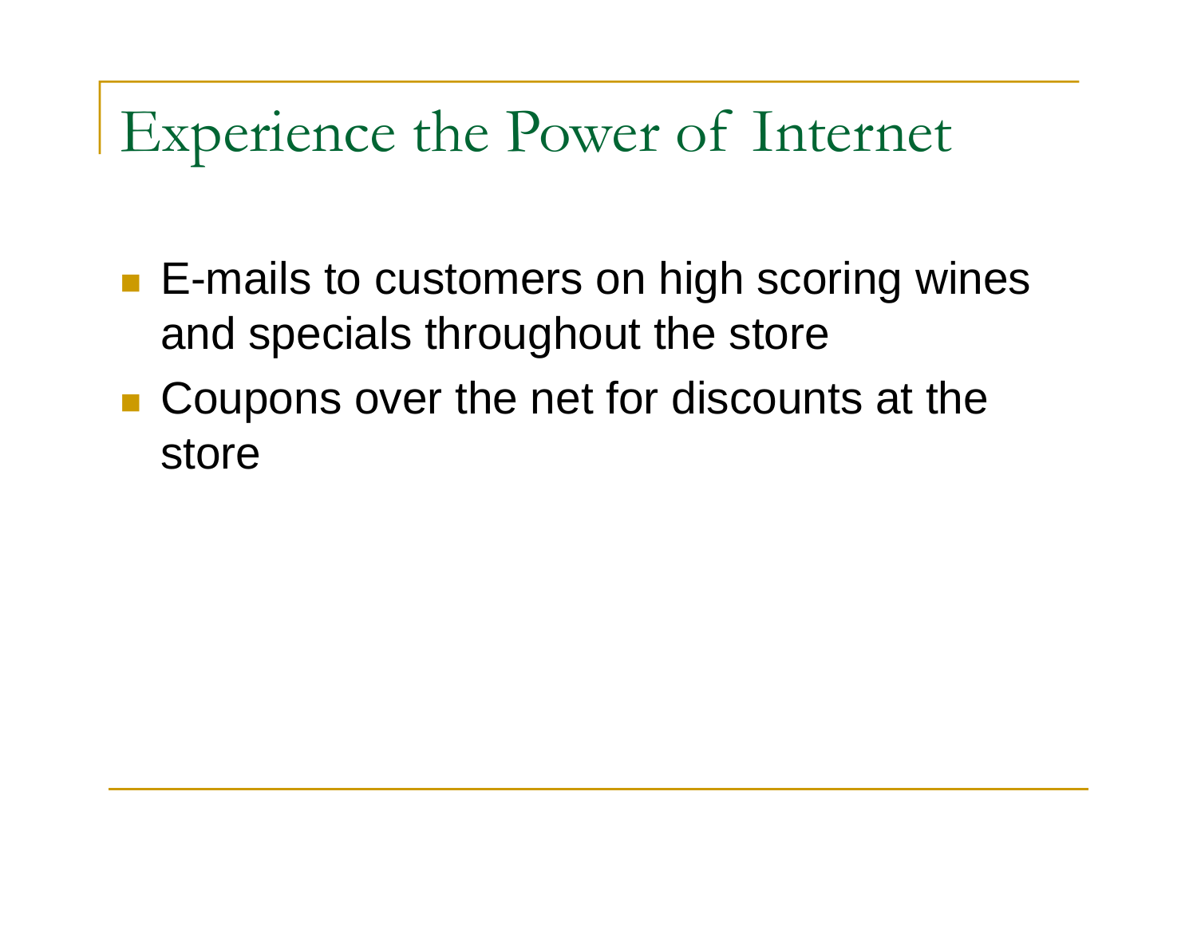# Experience the Power of Internet

- E-mails to customers on high scoring wines and specials throughout the store
- Coupons over the net for discounts at the store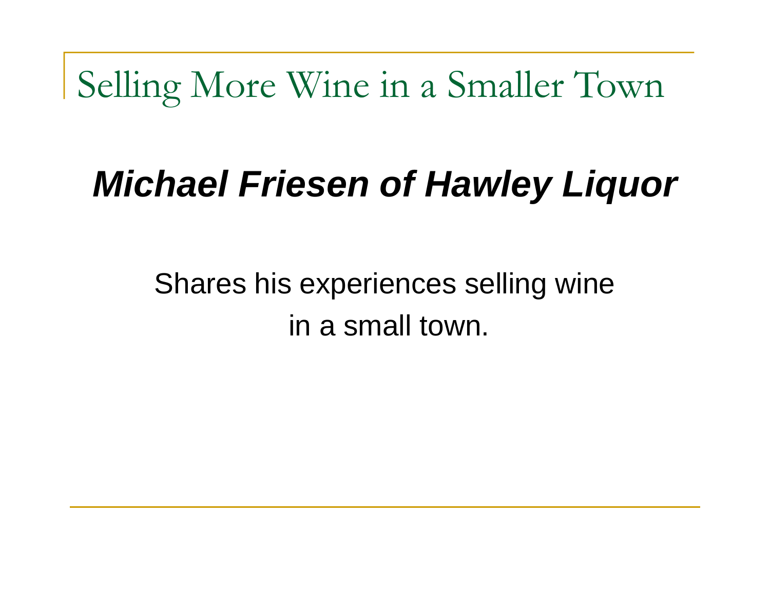# Selling More Wine in a Smaller Town

## ***Michael Friesen of Hawley Liquor***

Shares his experiences selling wine
in a small town.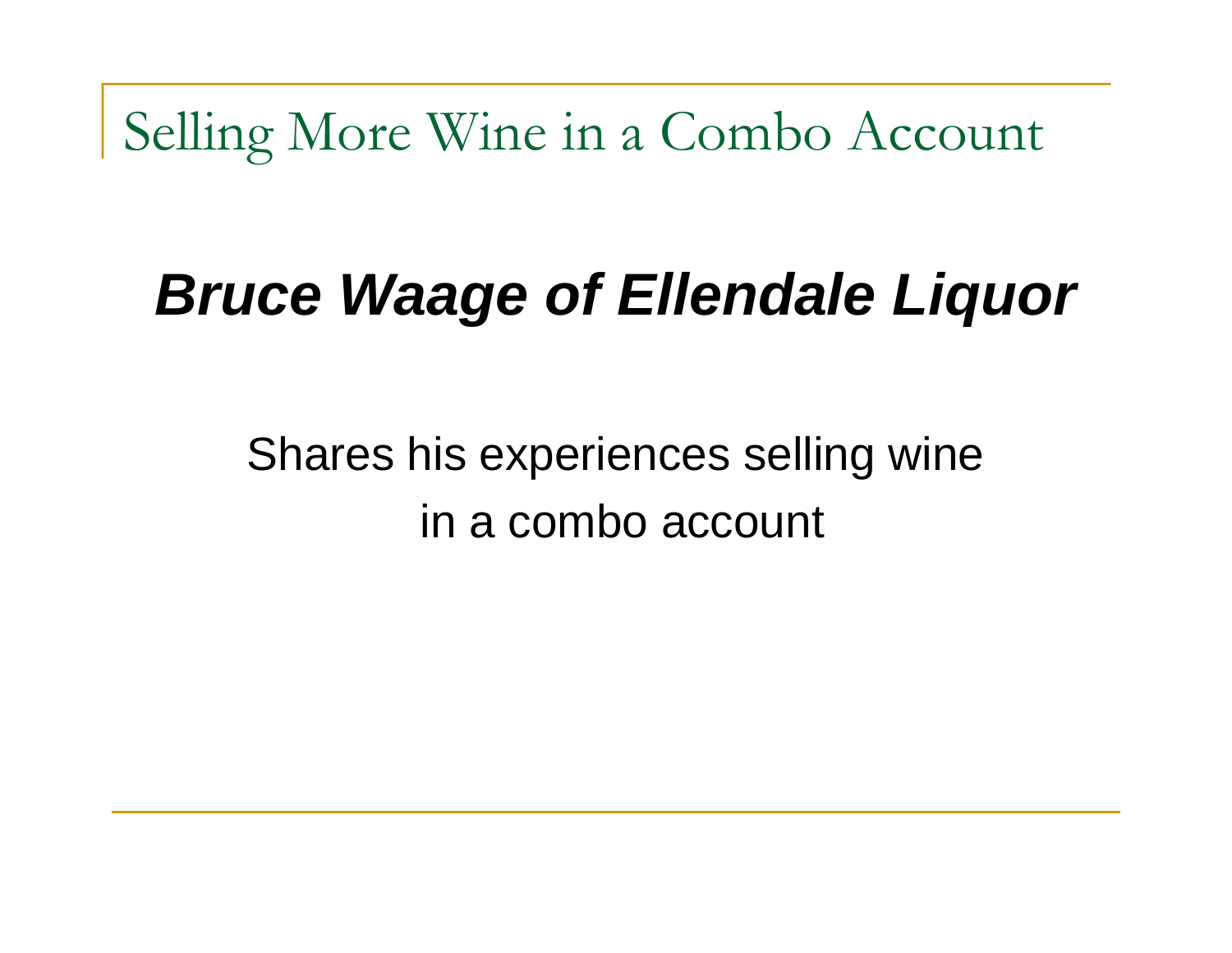# Selling More Wine in a Combo Account

## ***Bruce Waage of Ellendale Liquor***

Shares his experiences selling wine
in a combo account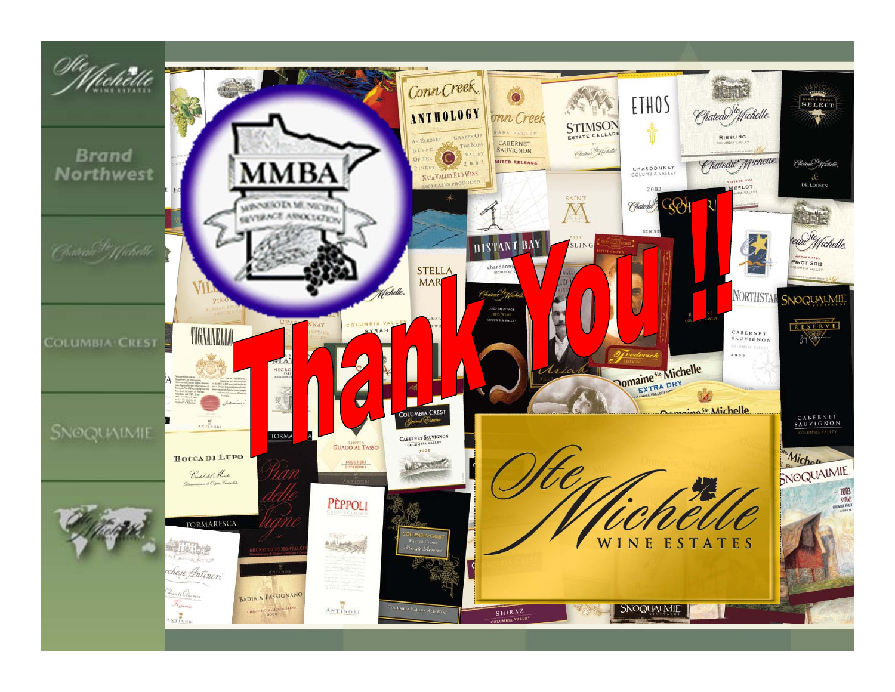# Thank You !!

Ste Michelle Wine Estates

Brand Northwest

Chateau Ste Michelle

Columbia Crest

Snoqualmie

MMBA Minnesota Municipal Beverage Association